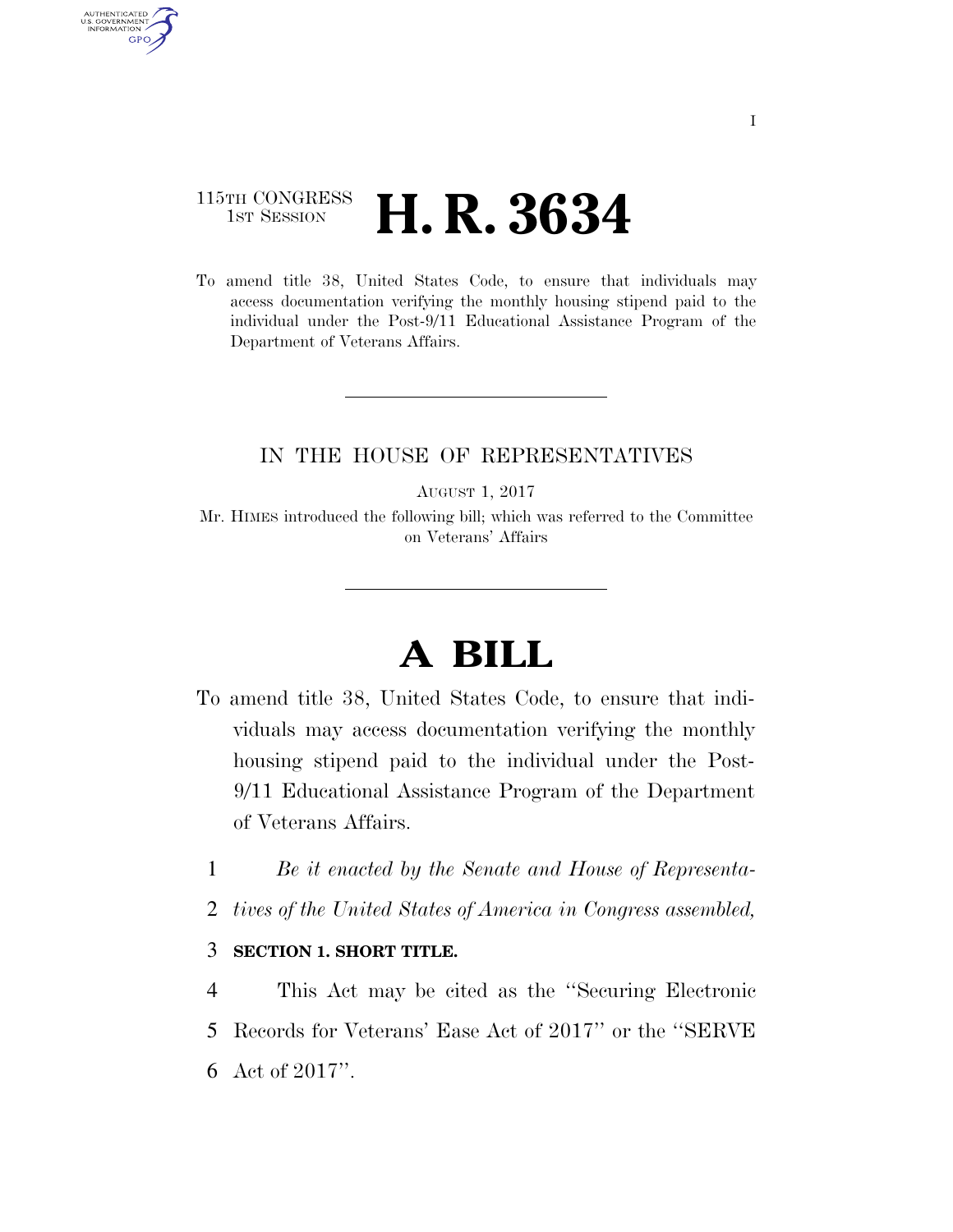115TH CONGRESS
1ST SESSION

# H. R. 3634

To amend title 38, United States Code, to ensure that individuals may access documentation verifying the monthly housing stipend paid to the individual under the Post-9/11 Educational Assistance Program of the Department of Veterans Affairs.

IN THE HOUSE OF REPRESENTATIVES

AUGUST 1, 2017

Mr. HIMES introduced the following bill; which was referred to the Committee on Veterans' Affairs

# A BILL

To amend title 38, United States Code, to ensure that individuals may access documentation verifying the monthly housing stipend paid to the individual under the Post-9/11 Educational Assistance Program of the Department of Veterans Affairs.

1 *Be it enacted by the Senate and House of Representa-*
2 *tives of the United States of America in Congress assembled,*

3 **SECTION 1. SHORT TITLE.**

4 This Act may be cited as the "Securing Electronic
5 Records for Veterans' Ease Act of 2017" or the "SERVE
6 Act of 2017".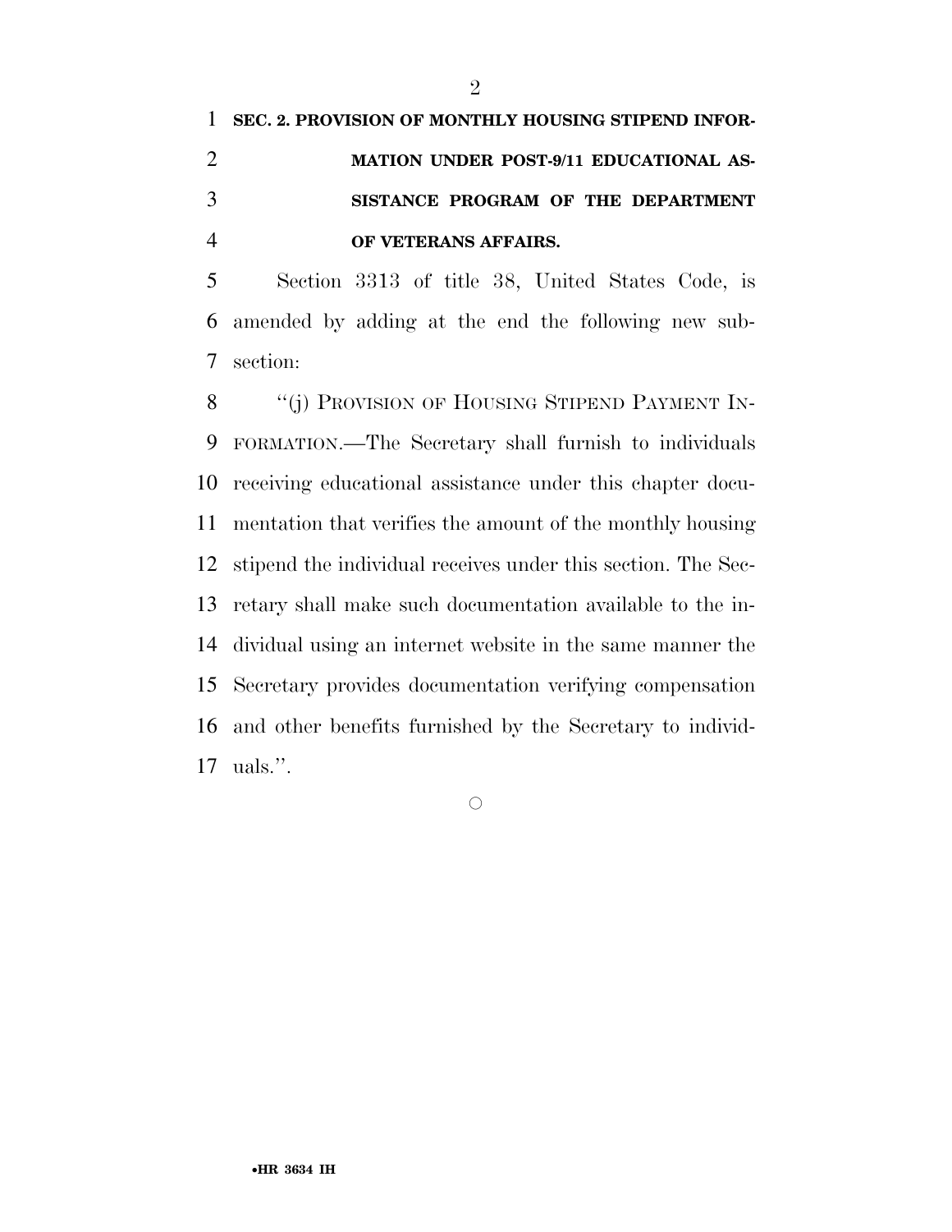**SEC. 2. PROVISION OF MONTHLY HOUSING STIPEND INFORMATION UNDER POST-9/11 EDUCATIONAL ASSISTANCE PROGRAM OF THE DEPARTMENT OF VETERANS AFFAIRS.**

Section 3313 of title 38, United States Code, is amended by adding at the end the following new subsection:

''(j) PROVISION OF HOUSING STIPEND PAYMENT INFORMATION.—The Secretary shall furnish to individuals receiving educational assistance under this chapter documentation that verifies the amount of the monthly housing stipend the individual receives under this section. The Secretary shall make such documentation available to the individual using an internet website in the same manner the Secretary provides documentation verifying compensation and other benefits furnished by the Secretary to individuals.''.

○